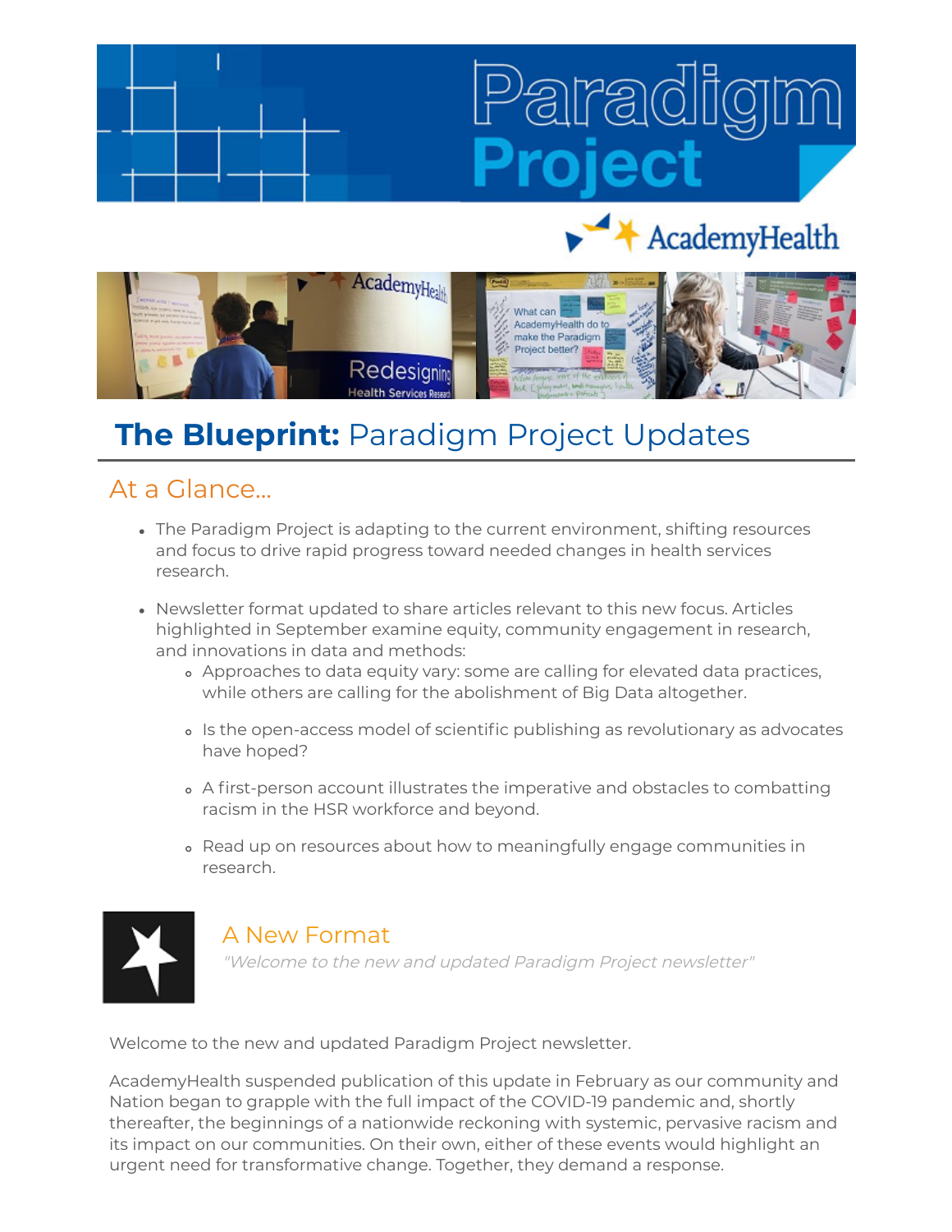# The Blueprint: Paradigm Project Updates

## At a Glance...

- The Paradigm Project is adapting to the current environment, shifting resources and focus to drive rapid progress toward needed changes in health services research.
- Newsletter format updated to share articles relevant to this new focus. Articles highlighted in September examine equity, community engagement in research, and innovations in data and methods:
  - Approaches to data equity vary: some are calling for elevated data practices, while others are calling for the abolishment of Big Data altogether.
  - Is the open-access model of scientific publishing as revolutionary as advocates have hoped?
  - A first-person account illustrates the imperative and obstacles to combatting racism in the HSR workforce and beyond.
  - Read up on resources about how to meaningfully engage communities in research.

## A New Format

*"Welcome to the new and updated Paradigm Project newsletter"*

Welcome to the new and updated Paradigm Project newsletter.

AcademyHealth suspended publication of this update in February as our community and Nation began to grapple with the full impact of the COVID-19 pandemic and, shortly thereafter, the beginnings of a nationwide reckoning with systemic, pervasive racism and its impact on our communities. On their own, either of these events would highlight an urgent need for transformative change. Together, they demand a response.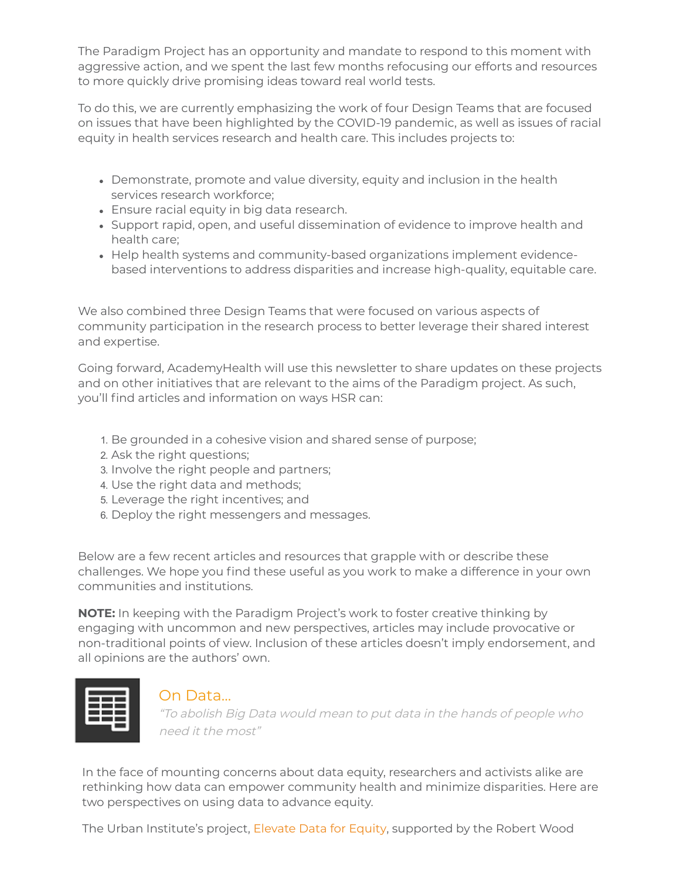The Paradigm Project has an opportunity and mandate to respond to this moment with aggressive action, and we spent the last few months refocusing our efforts and resources to more quickly drive promising ideas toward real world tests.

To do this, we are currently emphasizing the work of four Design Teams that are focused on issues that have been highlighted by the COVID-19 pandemic, as well as issues of racial equity in health services research and health care. This includes projects to:

- Demonstrate, promote and value diversity, equity and inclusion in the health services research workforce;
- Ensure racial equity in big data research.
- Support rapid, open, and useful dissemination of evidence to improve health and health care;
- Help health systems and community-based organizations implement evidence-based interventions to address disparities and increase high-quality, equitable care.

We also combined three Design Teams that were focused on various aspects of community participation in the research process to better leverage their shared interest and expertise.

Going forward, AcademyHealth will use this newsletter to share updates on these projects and on other initiatives that are relevant to the aims of the Paradigm project. As such, you'll find articles and information on ways HSR can:

1. Be grounded in a cohesive vision and shared sense of purpose;
2. Ask the right questions;
3. Involve the right people and partners;
4. Use the right data and methods;
5. Leverage the right incentives; and
6. Deploy the right messengers and messages.

Below are a few recent articles and resources that grapple with or describe these challenges. We hope you find these useful as you work to make a difference in your own communities and institutions.

**NOTE:** In keeping with the Paradigm Project's work to foster creative thinking by engaging with uncommon and new perspectives, articles may include provocative or non-traditional points of view. Inclusion of these articles doesn't imply endorsement, and all opinions are the authors' own.

## On Data...

*"To abolish Big Data would mean to put data in the hands of people who need it the most"*

In the face of mounting concerns about data equity, researchers and activists alike are rethinking how data can empower community health and minimize disparities. Here are two perspectives on using data to advance equity.

The Urban Institute's project, Elevate Data for Equity, supported by the Robert Wood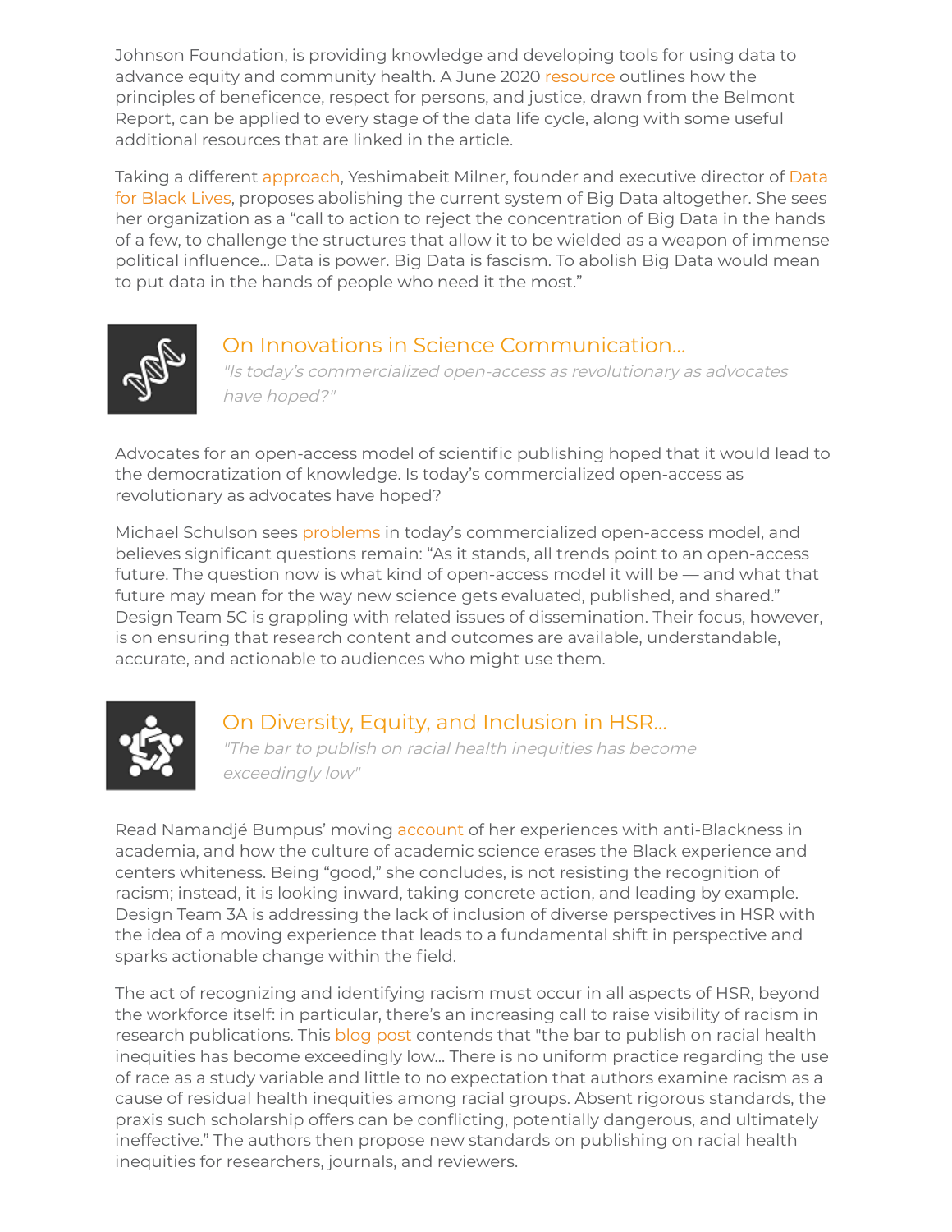Johnson Foundation, is providing knowledge and developing tools for using data to advance equity and community health. A June 2020 resource outlines how the principles of beneficence, respect for persons, and justice, drawn from the Belmont Report, can be applied to every stage of the data life cycle, along with some useful additional resources that are linked in the article.

Taking a different approach, Yeshimabeit Milner, founder and executive director of Data for Black Lives, proposes abolishing the current system of Big Data altogether. She sees her organization as a "call to action to reject the concentration of Big Data in the hands of a few, to challenge the structures that allow it to be wielded as a weapon of immense political influence... Data is power. Big Data is fascism. To abolish Big Data would mean to put data in the hands of people who need it the most."

## On Innovations in Science Communication...

*"Is today's commercialized open-access as revolutionary as advocates have hoped?"*

Advocates for an open-access model of scientific publishing hoped that it would lead to the democratization of knowledge. Is today's commercialized open-access as revolutionary as advocates have hoped?

Michael Schulson sees problems in today's commercialized open-access model, and believes significant questions remain: "As it stands, all trends point to an open-access future. The question now is what kind of open-access model it will be — and what that future may mean for the way new science gets evaluated, published, and shared." Design Team 5C is grappling with related issues of dissemination. Their focus, however, is on ensuring that research content and outcomes are available, understandable, accurate, and actionable to audiences who might use them.

## On Diversity, Equity, and Inclusion in HSR...

*"The bar to publish on racial health inequities has become exceedingly low"*

Read Namandjé Bumpus' moving account of her experiences with anti-Blackness in academia, and how the culture of academic science erases the Black experience and centers whiteness. Being "good," she concludes, is not resisting the recognition of racism; instead, it is looking inward, taking concrete action, and leading by example. Design Team 3A is addressing the lack of inclusion of diverse perspectives in HSR with the idea of a moving experience that leads to a fundamental shift in perspective and sparks actionable change within the field.

The act of recognizing and identifying racism must occur in all aspects of HSR, beyond the workforce itself: in particular, there's an increasing call to raise visibility of racism in research publications. This blog post contends that "the bar to publish on racial health inequities has become exceedingly low... There is no uniform practice regarding the use of race as a study variable and little to no expectation that authors examine racism as a cause of residual health inequities among racial groups. Absent rigorous standards, the praxis such scholarship offers can be conflicting, potentially dangerous, and ultimately ineffective." The authors then propose new standards on publishing on racial health inequities for researchers, journals, and reviewers.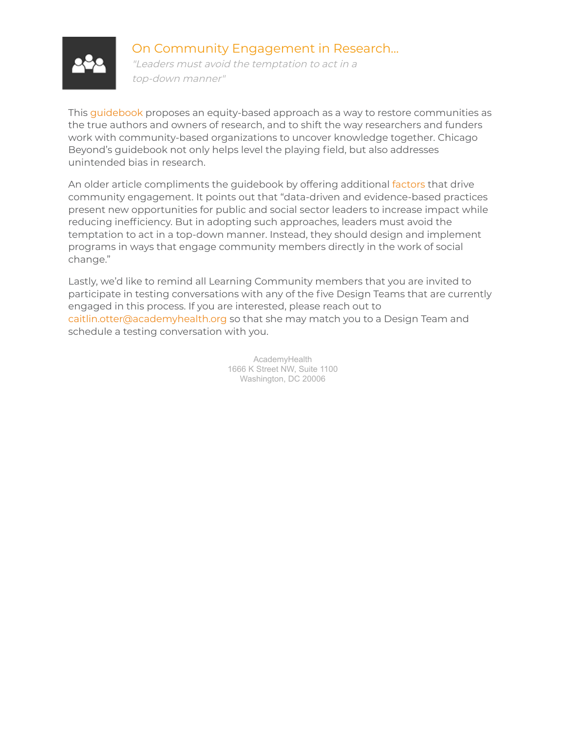## On Community Engagement in Research...

*"Leaders must avoid the temptation to act in a top-down manner"*

This guidebook proposes an equity-based approach as a way to restore communities as the true authors and owners of research, and to shift the way researchers and funders work with community-based organizations to uncover knowledge together. Chicago Beyond's guidebook not only helps level the playing field, but also addresses unintended bias in research.

An older article compliments the guidebook by offering additional factors that drive community engagement. It points out that "data-driven and evidence-based practices present new opportunities for public and social sector leaders to increase impact while reducing inefficiency. But in adopting such approaches, leaders must avoid the temptation to act in a top-down manner. Instead, they should design and implement programs in ways that engage community members directly in the work of social change."

Lastly, we'd like to remind all Learning Community members that you are invited to participate in testing conversations with any of the five Design Teams that are currently engaged in this process. If you are interested, please reach out to caitlin.otter@academyhealth.org so that she may match you to a Design Team and schedule a testing conversation with you.

AcademyHealth
1666 K Street NW, Suite 1100
Washington, DC 20006